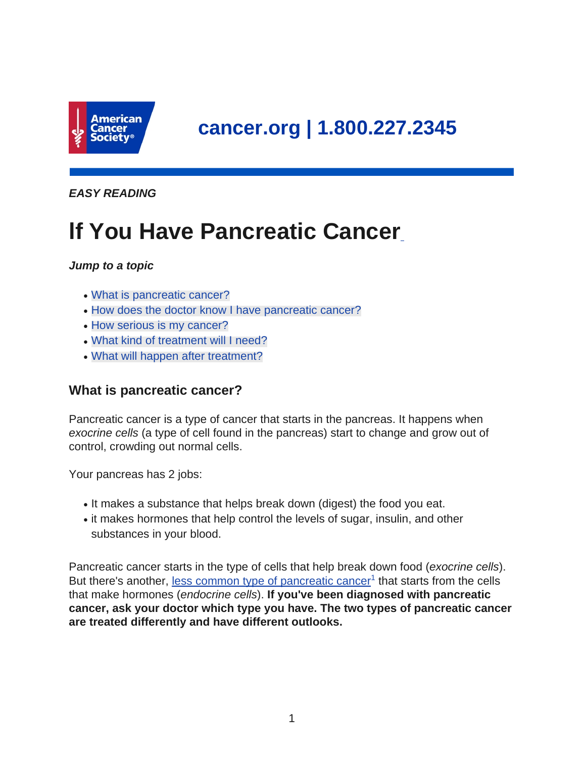cancer.org | 1.800.227.2345

*EASY READING*

# If You Have Pancreatic Cancer

***Jump to a topic***

- What is pancreatic cancer?
- How does the doctor know I have pancreatic cancer?
- How serious is my cancer?
- What kind of treatment will I need?
- What will happen after treatment?

## What is pancreatic cancer?

Pancreatic cancer is a type of cancer that starts in the pancreas. It happens when *exocrine cells* (a type of cell found in the pancreas) start to change and grow out of control, crowding out normal cells.

Your pancreas has 2 jobs:

- It makes a substance that helps break down (digest) the food you eat.
- it makes hormones that help control the levels of sugar, insulin, and other substances in your blood.

Pancreatic cancer starts in the type of cells that help break down food (*exocrine cells*). But there's another, less common type of pancreatic cancer[1] that starts from the cells that make hormones (*endocrine cells*). **If you've been diagnosed with pancreatic cancer, ask your doctor which type you have. The two types of pancreatic cancer are treated differently and have different outlooks.**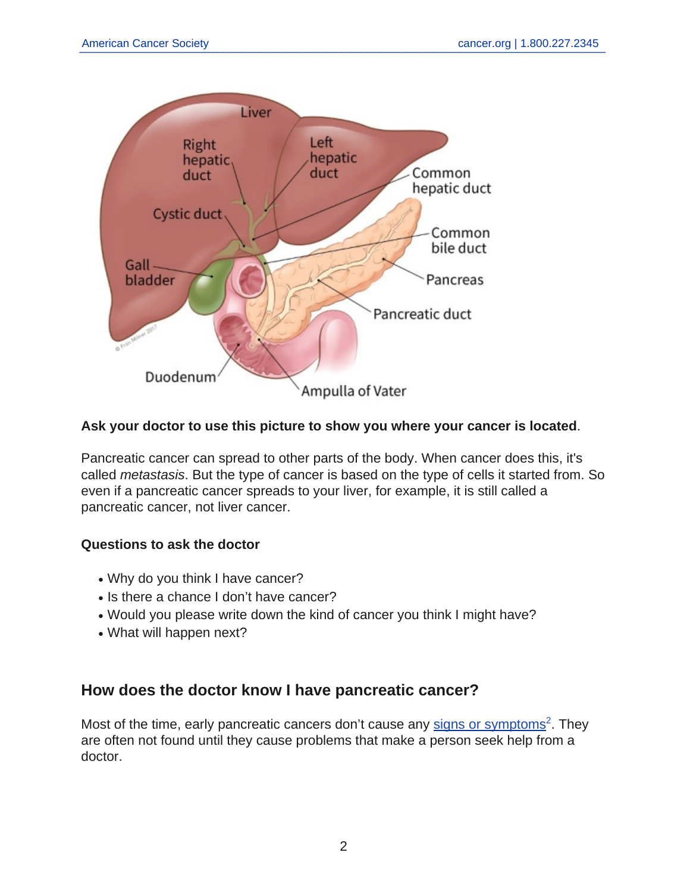**Ask your doctor to use this picture to show you where your cancer is located**.

Pancreatic cancer can spread to other parts of the body. When cancer does this, it's called *metastasis*. But the type of cancer is based on the type of cells it started from. So even if a pancreatic cancer spreads to your liver, for example, it is still called a pancreatic cancer, not liver cancer.

**Questions to ask the doctor**

- Why do you think I have cancer?
- Is there a chance I don't have cancer?
- Would you please write down the kind of cancer you think I might have?
- What will happen next?

## How does the doctor know I have pancreatic cancer?

Most of the time, early pancreatic cancers don't cause any signs or symptoms[2]. They are often not found until they cause problems that make a person seek help from a doctor.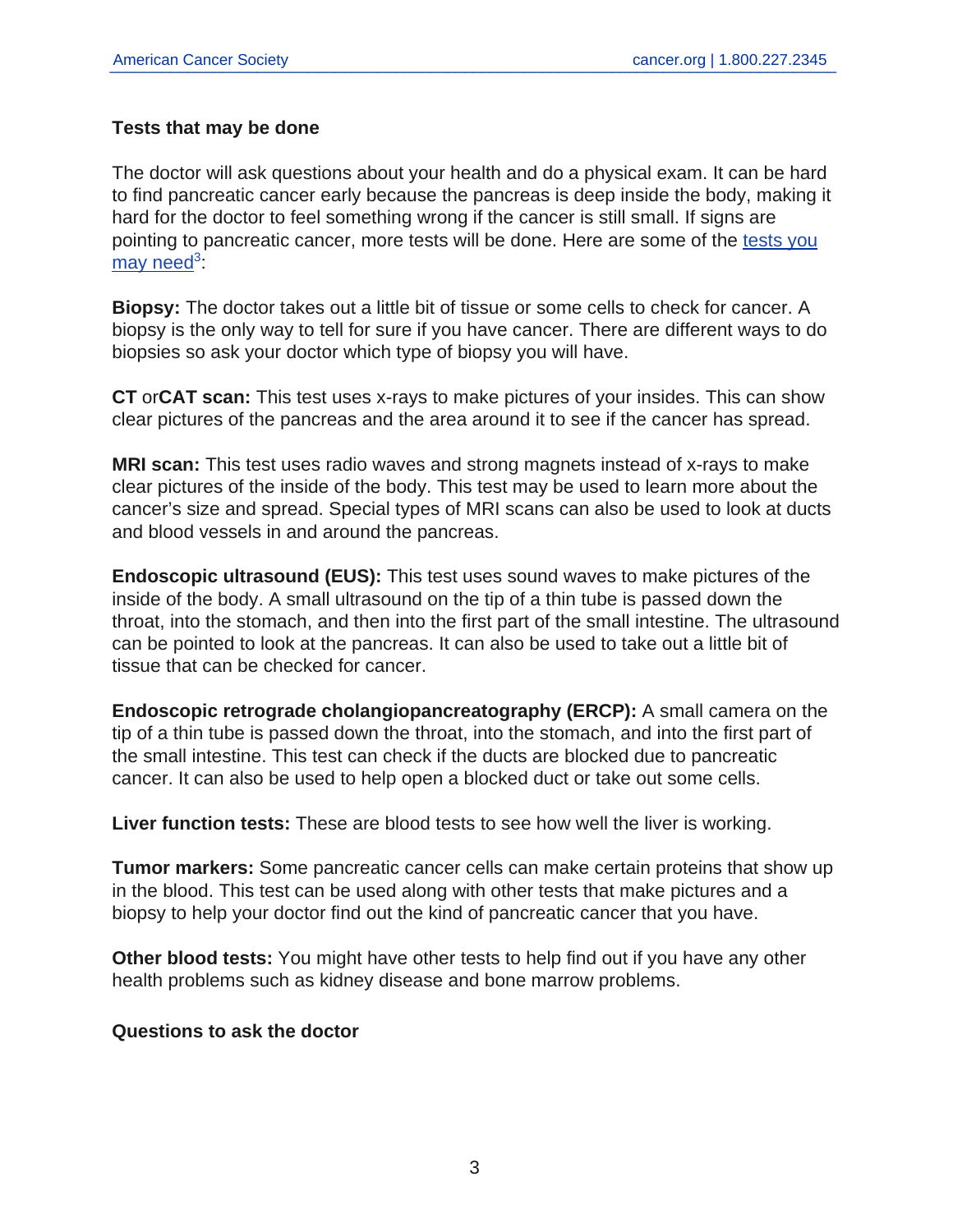### Tests that may be done

The doctor will ask questions about your health and do a physical exam. It can be hard to find pancreatic cancer early because the pancreas is deep inside the body, making it hard for the doctor to feel something wrong if the cancer is still small. If signs are pointing to pancreatic cancer, more tests will be done. Here are some of the tests you may need[3]:

**Biopsy:** The doctor takes out a little bit of tissue or some cells to check for cancer. A biopsy is the only way to tell for sure if you have cancer. There are different ways to do biopsies so ask your doctor which type of biopsy you will have.

**CT** or**CAT scan:** This test uses x-rays to make pictures of your insides. This can show clear pictures of the pancreas and the area around it to see if the cancer has spread.

**MRI scan:** This test uses radio waves and strong magnets instead of x-rays to make clear pictures of the inside of the body. This test may be used to learn more about the cancer's size and spread. Special types of MRI scans can also be used to look at ducts and blood vessels in and around the pancreas.

**Endoscopic ultrasound (EUS):** This test uses sound waves to make pictures of the inside of the body. A small ultrasound on the tip of a thin tube is passed down the throat, into the stomach, and then into the first part of the small intestine. The ultrasound can be pointed to look at the pancreas. It can also be used to take out a little bit of tissue that can be checked for cancer.

**Endoscopic retrograde cholangiopancreatography (ERCP):** A small camera on the tip of a thin tube is passed down the throat, into the stomach, and into the first part of the small intestine. This test can check if the ducts are blocked due to pancreatic cancer. It can also be used to help open a blocked duct or take out some cells.

**Liver function tests:** These are blood tests to see how well the liver is working.

**Tumor markers:** Some pancreatic cancer cells can make certain proteins that show up in the blood. This test can be used along with other tests that make pictures and a biopsy to help your doctor find out the kind of pancreatic cancer that you have.

**Other blood tests:** You might have other tests to help find out if you have any other health problems such as kidney disease and bone marrow problems.

### Questions to ask the doctor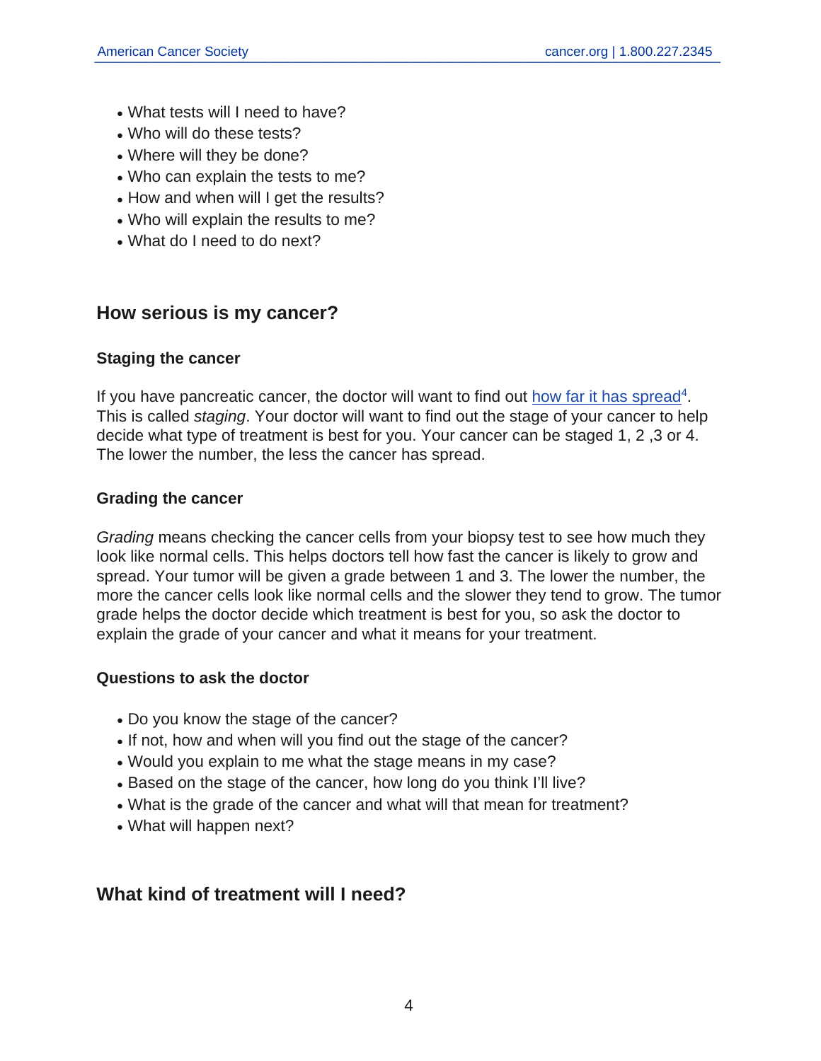- What tests will I need to have?
- Who will do these tests?
- Where will they be done?
- Who can explain the tests to me?
- How and when will I get the results?
- Who will explain the results to me?
- What do I need to do next?

## How serious is my cancer?

### Staging the cancer

If you have pancreatic cancer, the doctor will want to find out how far it has spread[4]. This is called *staging*. Your doctor will want to find out the stage of your cancer to help decide what type of treatment is best for you. Your cancer can be staged 1, 2 ,3 or 4. The lower the number, the less the cancer has spread.

### Grading the cancer

*Grading* means checking the cancer cells from your biopsy test to see how much they look like normal cells. This helps doctors tell how fast the cancer is likely to grow and spread. Your tumor will be given a grade between 1 and 3. The lower the number, the more the cancer cells look like normal cells and the slower they tend to grow. The tumor grade helps the doctor decide which treatment is best for you, so ask the doctor to explain the grade of your cancer and what it means for your treatment.

### Questions to ask the doctor

- Do you know the stage of the cancer?
- If not, how and when will you find out the stage of the cancer?
- Would you explain to me what the stage means in my case?
- Based on the stage of the cancer, how long do you think I'll live?
- What is the grade of the cancer and what will that mean for treatment?
- What will happen next?

## What kind of treatment will I need?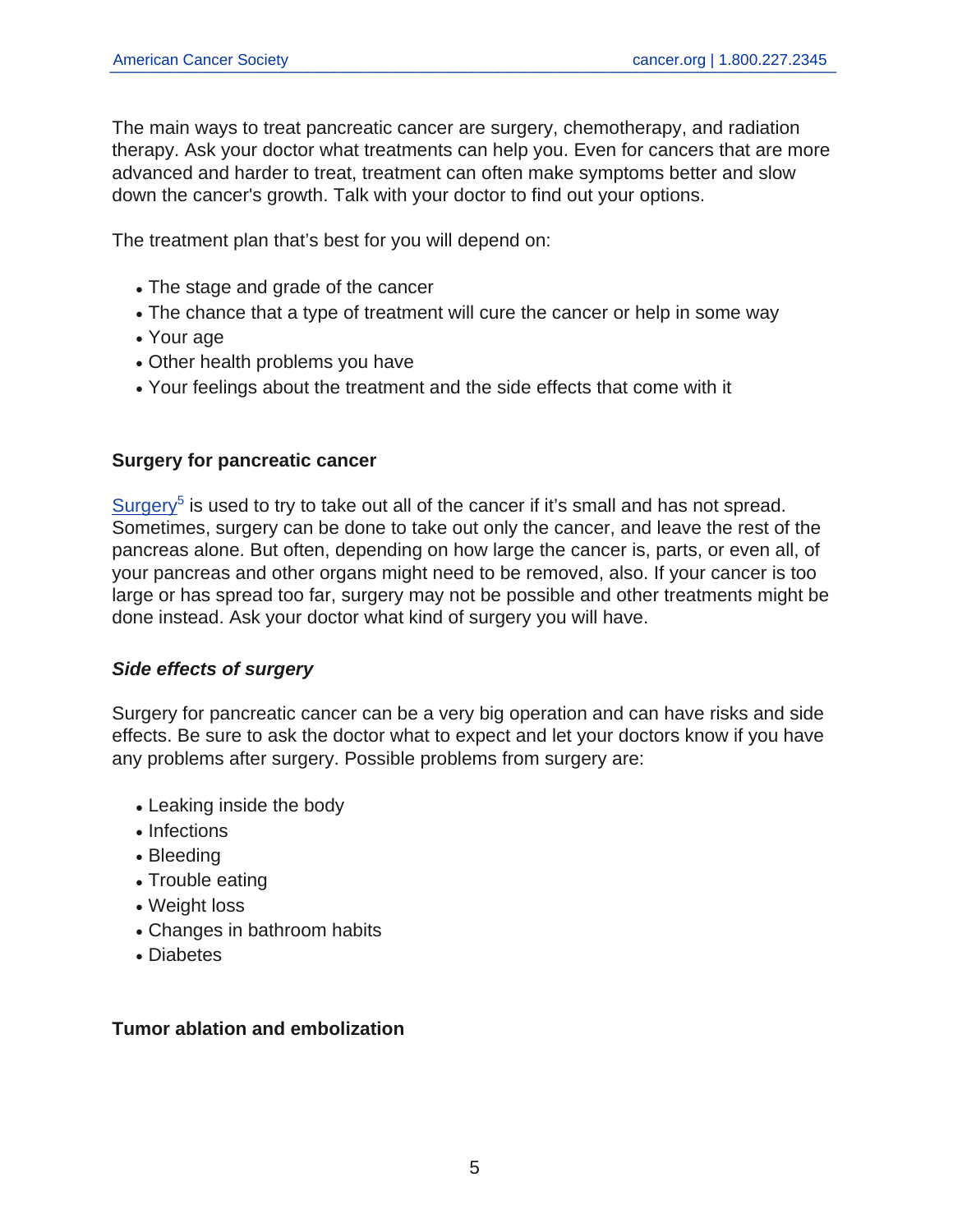The main ways to treat pancreatic cancer are surgery, chemotherapy, and radiation therapy. Ask your doctor what treatments can help you. Even for cancers that are more advanced and harder to treat, treatment can often make symptoms better and slow down the cancer's growth. Talk with your doctor to find out your options.

The treatment plan that's best for you will depend on:

- The stage and grade of the cancer
- The chance that a type of treatment will cure the cancer or help in some way
- Your age
- Other health problems you have
- Your feelings about the treatment and the side effects that come with it

### Surgery for pancreatic cancer

Surgery[5] is used to try to take out all of the cancer if it's small and has not spread. Sometimes, surgery can be done to take out only the cancer, and leave the rest of the pancreas alone. But often, depending on how large the cancer is, parts, or even all, of your pancreas and other organs might need to be removed, also. If your cancer is too large or has spread too far, surgery may not be possible and other treatments might be done instead. Ask your doctor what kind of surgery you will have.

#### *Side effects of surgery*

Surgery for pancreatic cancer can be a very big operation and can have risks and side effects. Be sure to ask the doctor what to expect and let your doctors know if you have any problems after surgery. Possible problems from surgery are:

- Leaking inside the body
- Infections
- Bleeding
- Trouble eating
- Weight loss
- Changes in bathroom habits
- Diabetes

### Tumor ablation and embolization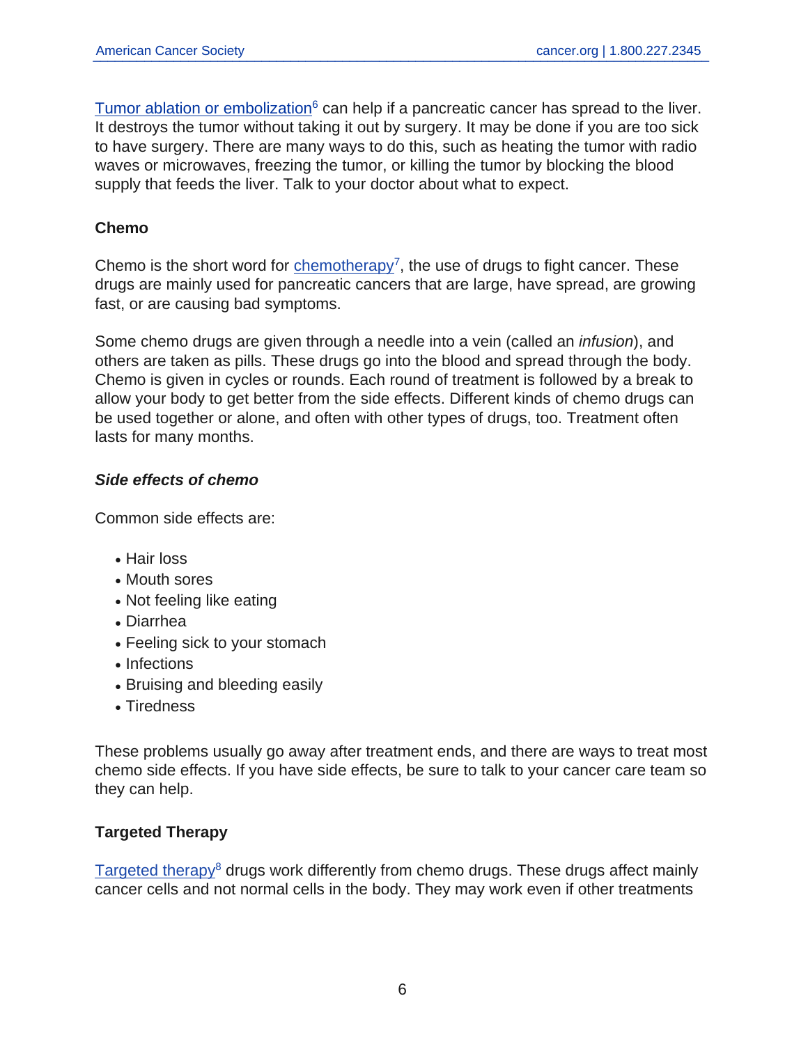Tumor ablation or embolization[6] can help if a pancreatic cancer has spread to the liver. It destroys the tumor without taking it out by surgery. It may be done if you are too sick to have surgery. There are many ways to do this, such as heating the tumor with radio waves or microwaves, freezing the tumor, or killing the tumor by blocking the blood supply that feeds the liver. Talk to your doctor about what to expect.

### Chemo

Chemo is the short word for chemotherapy[7], the use of drugs to fight cancer. These drugs are mainly used for pancreatic cancers that are large, have spread, are growing fast, or are causing bad symptoms.

Some chemo drugs are given through a needle into a vein (called an *infusion*), and others are taken as pills. These drugs go into the blood and spread through the body. Chemo is given in cycles or rounds. Each round of treatment is followed by a break to allow your body to get better from the side effects. Different kinds of chemo drugs can be used together or alone, and often with other types of drugs, too. Treatment often lasts for many months.

#### *Side effects of chemo*

Common side effects are:

- Hair loss
- Mouth sores
- Not feeling like eating
- Diarrhea
- Feeling sick to your stomach
- Infections
- Bruising and bleeding easily
- Tiredness

These problems usually go away after treatment ends, and there are ways to treat most chemo side effects. If you have side effects, be sure to talk to your cancer care team so they can help.

### Targeted Therapy

Targeted therapy[8] drugs work differently from chemo drugs. These drugs affect mainly cancer cells and not normal cells in the body. They may work even if other treatments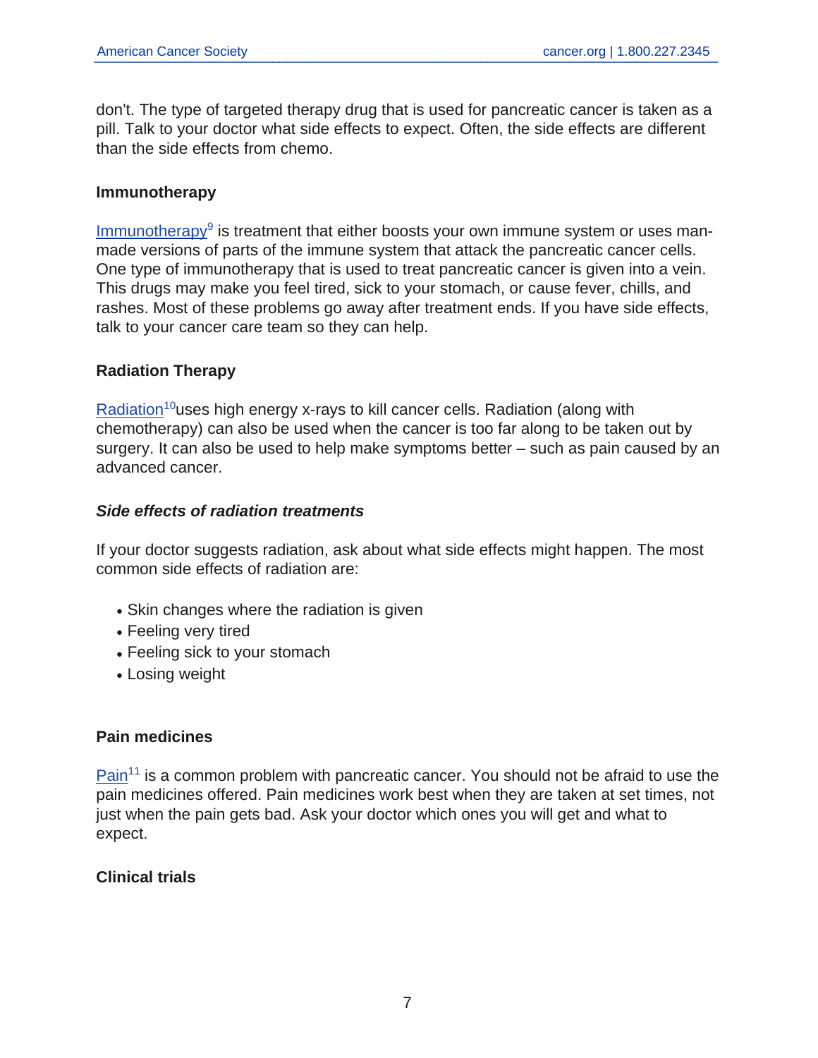don't. The type of targeted therapy drug that is used for pancreatic cancer is taken as a pill. Talk to your doctor what side effects to expect. Often, the side effects are different than the side effects from chemo.

### Immunotherapy

Immunotherapy[9] is treatment that either boosts your own immune system or uses man-made versions of parts of the immune system that attack the pancreatic cancer cells. One type of immunotherapy that is used to treat pancreatic cancer is given into a vein. This drugs may make you feel tired, sick to your stomach, or cause fever, chills, and rashes. Most of these problems go away after treatment ends. If you have side effects, talk to your cancer care team so they can help.

### Radiation Therapy

Radiation[10]uses high energy x-rays to kill cancer cells. Radiation (along with chemotherapy) can also be used when the cancer is too far along to be taken out by surgery. It can also be used to help make symptoms better – such as pain caused by an advanced cancer.

#### *Side effects of radiation treatments*

If your doctor suggests radiation, ask about what side effects might happen. The most common side effects of radiation are:

- Skin changes where the radiation is given
- Feeling very tired
- Feeling sick to your stomach
- Losing weight

### Pain medicines

Pain[11] is a common problem with pancreatic cancer. You should not be afraid to use the pain medicines offered. Pain medicines work best when they are taken at set times, not just when the pain gets bad. Ask your doctor which ones you will get and what to expect.

### Clinical trials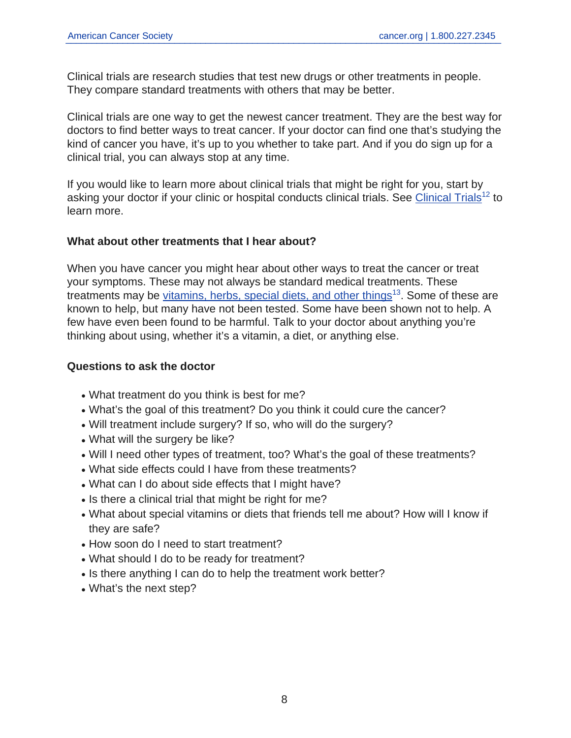Clinical trials are research studies that test new drugs or other treatments in people. They compare standard treatments with others that may be better.

Clinical trials are one way to get the newest cancer treatment. They are the best way for doctors to find better ways to treat cancer. If your doctor can find one that's studying the kind of cancer you have, it's up to you whether to take part. And if you do sign up for a clinical trial, you can always stop at any time.

If you would like to learn more about clinical trials that might be right for you, start by asking your doctor if your clinic or hospital conducts clinical trials. See Clinical Trials[12] to learn more.

### What about other treatments that I hear about?

When you have cancer you might hear about other ways to treat the cancer or treat your symptoms. These may not always be standard medical treatments. These treatments may be vitamins, herbs, special diets, and other things[13]. Some of these are known to help, but many have not been tested. Some have been shown not to help. A few have even been found to be harmful. Talk to your doctor about anything you're thinking about using, whether it's a vitamin, a diet, or anything else.

### Questions to ask the doctor

- What treatment do you think is best for me?
- What's the goal of this treatment? Do you think it could cure the cancer?
- Will treatment include surgery? If so, who will do the surgery?
- What will the surgery be like?
- Will I need other types of treatment, too? What's the goal of these treatments?
- What side effects could I have from these treatments?
- What can I do about side effects that I might have?
- Is there a clinical trial that might be right for me?
- What about special vitamins or diets that friends tell me about? How will I know if they are safe?
- How soon do I need to start treatment?
- What should I do to be ready for treatment?
- Is there anything I can do to help the treatment work better?
- What's the next step?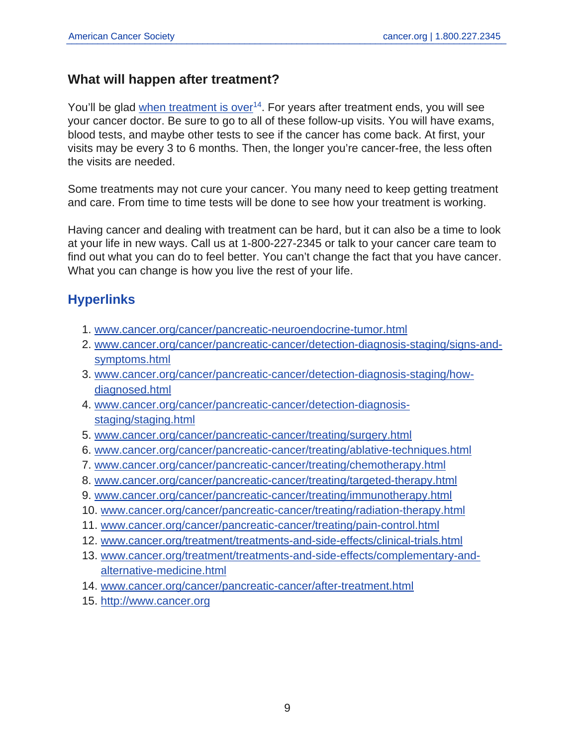### What will happen after treatment?

You'll be glad when treatment is over[14]. For years after treatment ends, you will see your cancer doctor. Be sure to go to all of these follow-up visits. You will have exams, blood tests, and maybe other tests to see if the cancer has come back. At first, your visits may be every 3 to 6 months. Then, the longer you're cancer-free, the less often the visits are needed.

Some treatments may not cure your cancer. You many need to keep getting treatment and care. From time to time tests will be done to see how your treatment is working.

Having cancer and dealing with treatment can be hard, but it can also be a time to look at your life in new ways. Call us at 1-800-227-2345 or talk to your cancer care team to find out what you can do to feel better. You can't change the fact that you have cancer. What you can change is how you live the rest of your life.

## Hyperlinks

1. www.cancer.org/cancer/pancreatic-neuroendocrine-tumor.html
2. www.cancer.org/cancer/pancreatic-cancer/detection-diagnosis-staging/signs-and-symptoms.html
3. www.cancer.org/cancer/pancreatic-cancer/detection-diagnosis-staging/how-diagnosed.html
4. www.cancer.org/cancer/pancreatic-cancer/detection-diagnosis-staging/staging.html
5. www.cancer.org/cancer/pancreatic-cancer/treating/surgery.html
6. www.cancer.org/cancer/pancreatic-cancer/treating/ablative-techniques.html
7. www.cancer.org/cancer/pancreatic-cancer/treating/chemotherapy.html
8. www.cancer.org/cancer/pancreatic-cancer/treating/targeted-therapy.html
9. www.cancer.org/cancer/pancreatic-cancer/treating/immunotherapy.html
10. www.cancer.org/cancer/pancreatic-cancer/treating/radiation-therapy.html
11. www.cancer.org/cancer/pancreatic-cancer/treating/pain-control.html
12. www.cancer.org/treatment/treatments-and-side-effects/clinical-trials.html
13. www.cancer.org/treatment/treatments-and-side-effects/complementary-and-alternative-medicine.html
14. www.cancer.org/cancer/pancreatic-cancer/after-treatment.html
15. http://www.cancer.org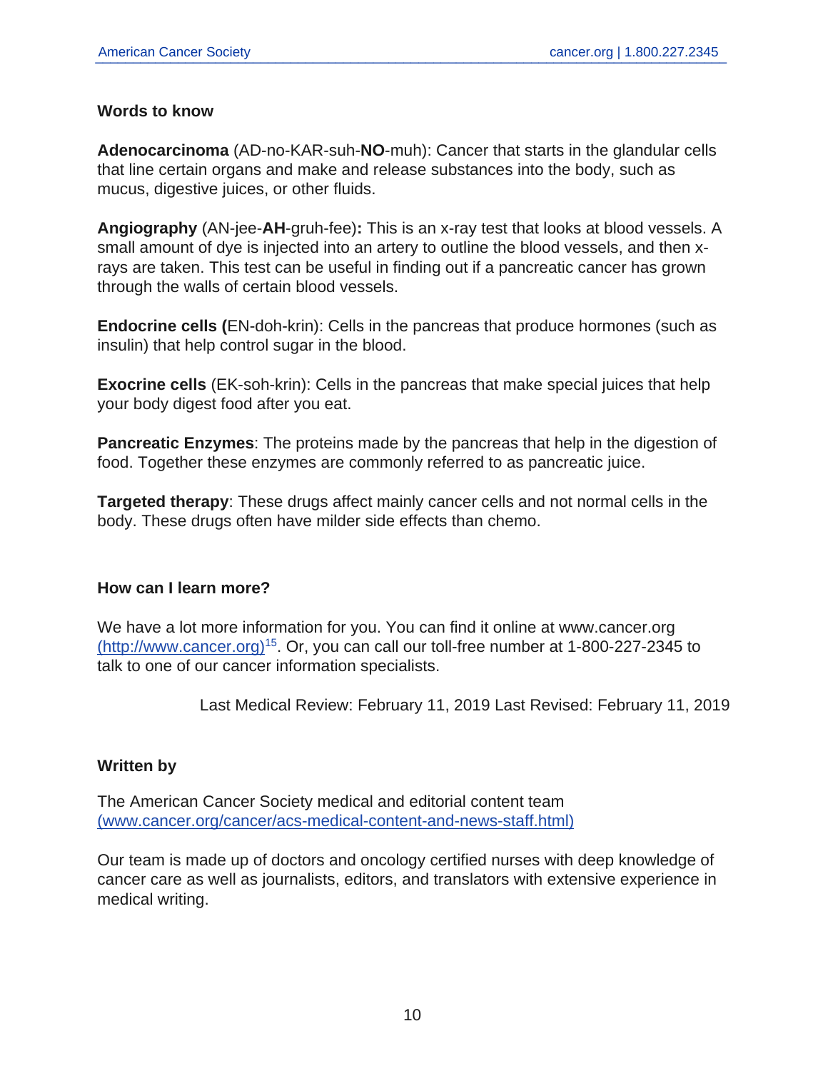## Words to know

**Adenocarcinoma** (AD-no-KAR-suh-**NO**-muh): Cancer that starts in the glandular cells that line certain organs and make and release substances into the body, such as mucus, digestive juices, or other fluids.

**Angiography** (AN-jee-**AH**-gruh-fee)**:** This is an x-ray test that looks at blood vessels. A small amount of dye is injected into an artery to outline the blood vessels, and then x-rays are taken. This test can be useful in finding out if a pancreatic cancer has grown through the walls of certain blood vessels.

**Endocrine cells (**EN-doh-krin): Cells in the pancreas that produce hormones (such as insulin) that help control sugar in the blood.

**Exocrine cells** (EK-soh-krin): Cells in the pancreas that make special juices that help your body digest food after you eat.

**Pancreatic Enzymes**: The proteins made by the pancreas that help in the digestion of food. Together these enzymes are commonly referred to as pancreatic juice.

**Targeted therapy**: These drugs affect mainly cancer cells and not normal cells in the body. These drugs often have milder side effects than chemo.

## How can I learn more?

We have a lot more information for you. You can find it online at www.cancer.org (http://www.cancer.org)[15]. Or, you can call our toll-free number at 1-800-227-2345 to talk to one of our cancer information specialists.

Last Medical Review: February 11, 2019 Last Revised: February 11, 2019

## Written by

The American Cancer Society medical and editorial content team (www.cancer.org/cancer/acs-medical-content-and-news-staff.html)

Our team is made up of doctors and oncology certified nurses with deep knowledge of cancer care as well as journalists, editors, and translators with extensive experience in medical writing.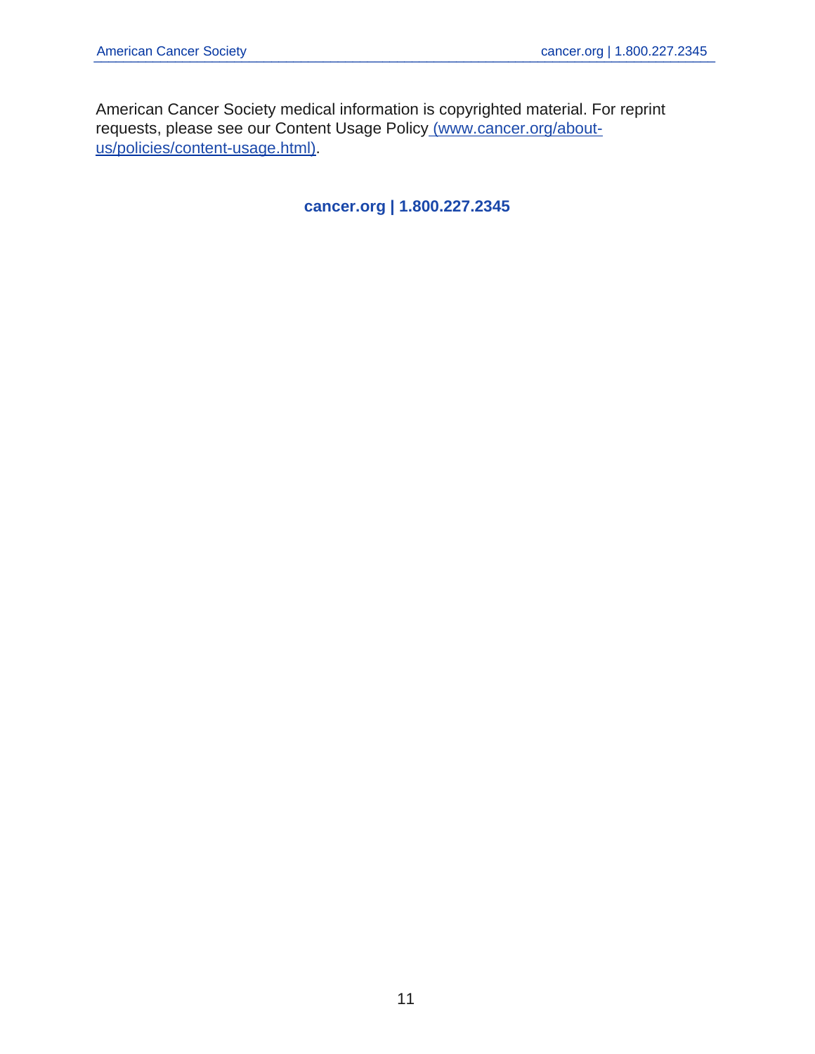American Cancer Society medical information is copyrighted material. For reprint requests, please see our Content Usage Policy (www.cancer.org/about-us/policies/content-usage.html).

**cancer.org | 1.800.227.2345**